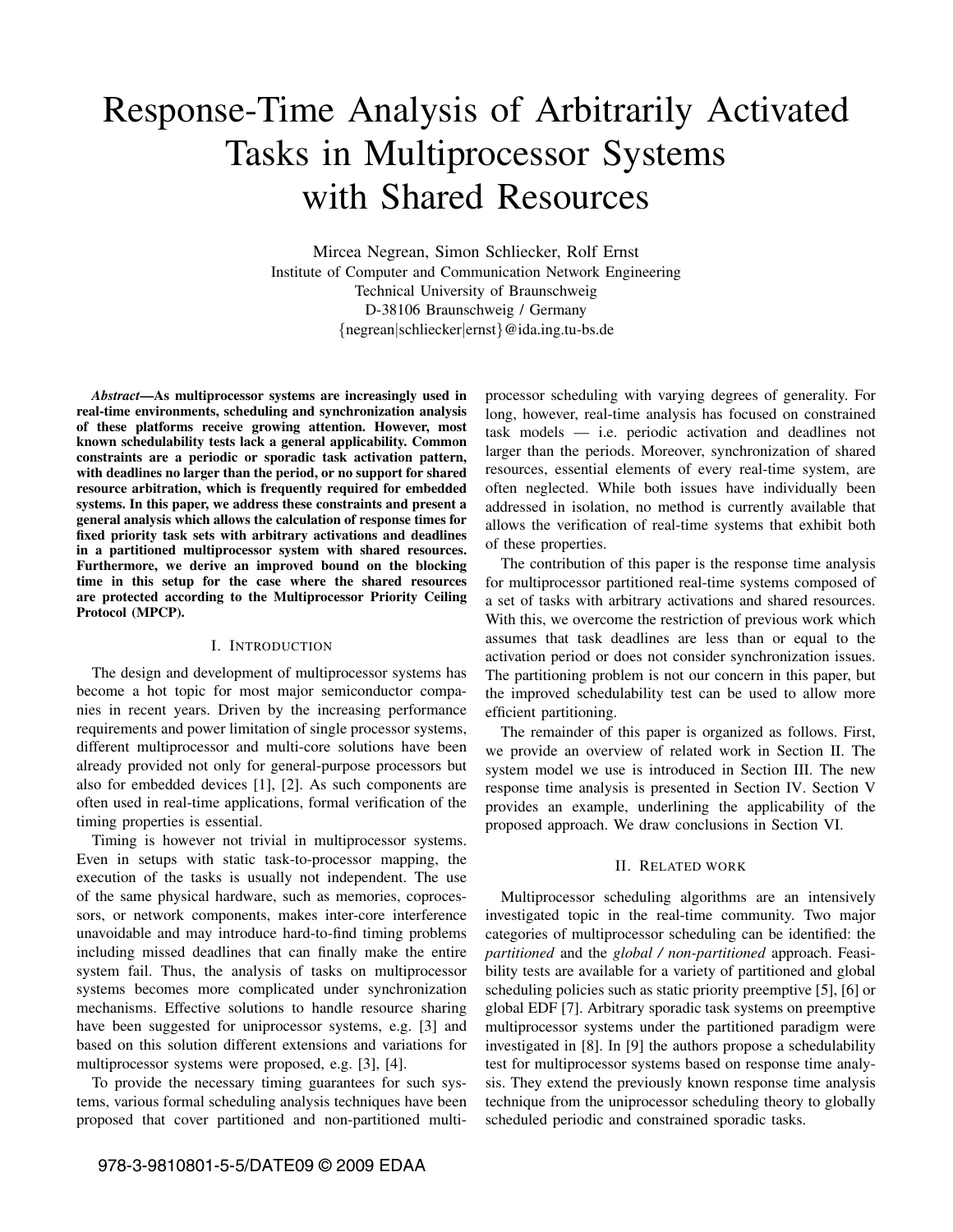# Response-Time Analysis of Arbitrarily Activated Tasks in Multiprocessor Systems with Shared Resources

Mircea Negrean, Simon Schliecker, Rolf Ernst
Institute of Computer and Communication Network Engineering
Technical University of Braunschweig
D-38106 Braunschweig / Germany
{negrean|schliecker|ernst}@ida.ing.tu-bs.de

***Abstract*—As multiprocessor systems are increasingly used in real-time environments, scheduling and synchronization analysis of these platforms receive growing attention. However, most known schedulability tests lack a general applicability. Common constraints are a periodic or sporadic task activation pattern, with deadlines no larger than the period, or no support for shared resource arbitration, which is frequently required for embedded systems. In this paper, we address these constraints and present a general analysis which allows the calculation of response times for fixed priority task sets with arbitrary activations and deadlines in a partitioned multiprocessor system with shared resources. Furthermore, we derive an improved bound on the blocking time in this setup for the case where the shared resources are protected according to the Multiprocessor Priority Ceiling Protocol (MPCP).**

## I. Introduction

The design and development of multiprocessor systems has become a hot topic for most major semiconductor companies in recent years. Driven by the increasing performance requirements and power limitation of single processor systems, different multiprocessor and multi-core solutions have been already provided not only for general-purpose processors but also for embedded devices [1], [2]. As such components are often used in real-time applications, formal verification of the timing properties is essential.

Timing is however not trivial in multiprocessor systems. Even in setups with static task-to-processor mapping, the execution of the tasks is usually not independent. The use of the same physical hardware, such as memories, coprocessors, or network components, makes inter-core interference unavoidable and may introduce hard-to-find timing problems including missed deadlines that can finally make the entire system fail. Thus, the analysis of tasks on multiprocessor systems becomes more complicated under synchronization mechanisms. Effective solutions to handle resource sharing have been suggested for uniprocessor systems, e.g. [3] and based on this solution different extensions and variations for multiprocessor systems were proposed, e.g. [3], [4].

To provide the necessary timing guarantees for such systems, various formal scheduling analysis techniques have been proposed that cover partitioned and non-partitioned multiprocessor scheduling with varying degrees of generality. For long, however, real-time analysis has focused on constrained task models — i.e. periodic activation and deadlines not larger than the periods. Moreover, synchronization of shared resources, essential elements of every real-time system, are often neglected. While both issues have individually been addressed in isolation, no method is currently available that allows the verification of real-time systems that exhibit both of these properties.

The contribution of this paper is the response time analysis for multiprocessor partitioned real-time systems composed of a set of tasks with arbitrary activations and shared resources. With this, we overcome the restriction of previous work which assumes that task deadlines are less than or equal to the activation period or does not consider synchronization issues. The partitioning problem is not our concern in this paper, but the improved schedulability test can be used to allow more efficient partitioning.

The remainder of this paper is organized as follows. First, we provide an overview of related work in Section II. The system model we use is introduced in Section III. The new response time analysis is presented in Section IV. Section V provides an example, underlining the applicability of the proposed approach. We draw conclusions in Section VI.

## II. Related work

Multiprocessor scheduling algorithms are an intensively investigated topic in the real-time community. Two major categories of multiprocessor scheduling can be identified: the *partitioned* and the *global / non-partitioned* approach. Feasibility tests are available for a variety of partitioned and global scheduling policies such as static priority preemptive [5], [6] or global EDF [7]. Arbitrary sporadic task systems on preemptive multiprocessor systems under the partitioned paradigm were investigated in [8]. In [9] the authors propose a schedulability test for multiprocessor systems based on response time analysis. They extend the previously known response time analysis technique from the uniprocessor scheduling theory to globally scheduled periodic and constrained sporadic tasks.

978-3-9810801-5-5/DATE09 © 2009 EDAA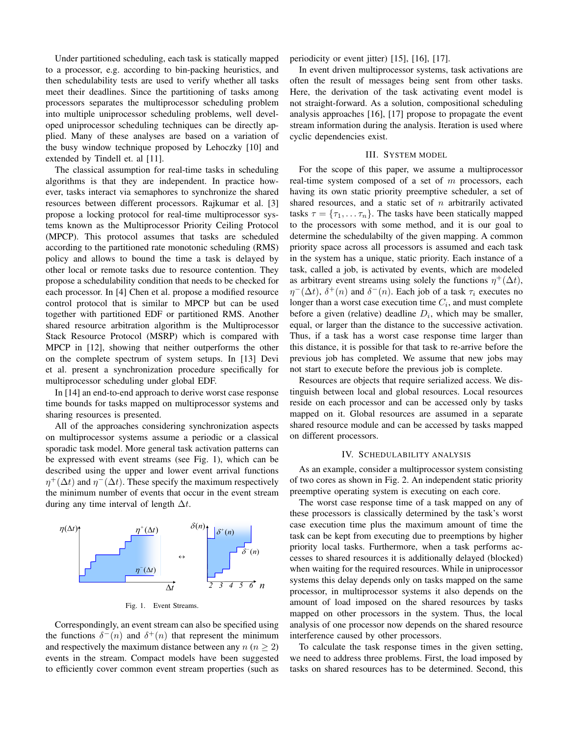Under partitioned scheduling, each task is statically mapped to a processor, e.g. according to bin-packing heuristics, and then schedulability tests are used to verify whether all tasks meet their deadlines. Since the partitioning of tasks among processors separates the multiprocessor scheduling problem into multiple uniprocessor scheduling problems, well developed uniprocessor scheduling techniques can be directly applied. Many of these analyses are based on a variation of the busy window technique proposed by Lehoczky [10] and extended by Tindell et. al [11].

The classical assumption for real-time tasks in scheduling algorithms is that they are independent. In practice however, tasks interact via semaphores to synchronize the shared resources between different processors. Rajkumar et al. [3] propose a locking protocol for real-time multiprocessor systems known as the Multiprocessor Priority Ceiling Protocol (MPCP). This protocol assumes that tasks are scheduled according to the partitioned rate monotonic scheduling (RMS) policy and allows to bound the time a task is delayed by other local or remote tasks due to resource contention. They propose a schedulability condition that needs to be checked for each processor. In [4] Chen et al. propose a modified resource control protocol that is similar to MPCP but can be used together with partitioned EDF or partitioned RMS. Another shared resource arbitration algorithm is the Multiprocessor Stack Resource Protocol (MSRP) which is compared with MPCP in [12], showing that neither outperforms the other on the complete spectrum of system setups. In [13] Devi et al. present a synchronization procedure specifically for multiprocessor scheduling under global EDF.

In [14] an end-to-end approach to derive worst case response time bounds for tasks mapped on multiprocessor systems and sharing resources is presented.

All of the approaches considering synchronization aspects on multiprocessor systems assume a periodic or a classical sporadic task model. More general task activation patterns can be described with event streams (see Fig. 1), which can be described using the upper and lower event arrival functions $\eta^+(\Delta t)$ and $\eta^-(\Delta t)$. These specify the maximum respectively the minimum number of events that occur in the event stream during any time interval of length $\Delta t$.

Fig. 1. Event Streams.

Correspondingly, an event stream can also be specified using the functions $\delta^-(n)$ and $\delta^+(n)$ that represent the minimum and respectively the maximum distance between any $n$ ($n \geq 2$) events in the stream. Compact models have been suggested to efficiently cover common event stream properties (such as periodicity or event jitter) [15], [16], [17].

In event driven multiprocessor systems, task activations are often the result of messages being sent from other tasks. Here, the derivation of the task activating event model is not straight-forward. As a solution, compositional scheduling analysis approaches [16], [17] propose to propagate the event stream information during the analysis. Iteration is used where cyclic dependencies exist.

## III. System model

For the scope of this paper, we assume a multiprocessor real-time system composed of a set of $m$ processors, each having its own static priority preemptive scheduler, a set of shared resources, and a static set of $n$ arbitrarily activated tasks $\tau = \{\tau_1, \dots \tau_n\}$. The tasks have been statically mapped to the processors with some method, and it is our goal to determine the schedulabilty of the given mapping. A common priority space across all processors is assumed and each task in the system has a unique, static priority. Each instance of a task, called a job, is activated by events, which are modeled as arbitrary event streams using solely the functions $\eta^+(\Delta t)$, $\eta^-(\Delta t)$, $\delta^+(n)$ and $\delta^-(n)$. Each job of a task $\tau_i$ executes no longer than a worst case execution time $C_i$, and must complete before a given (relative) deadline $D_i$, which may be smaller, equal, or larger than the distance to the successive activation. Thus, if a task has a worst case response time larger than this distance, it is possible for that task to re-arrive before the previous job has completed. We assume that new jobs may not start to execute before the previous job is complete.

Resources are objects that require serialized access. We distinguish between local and global resources. Local resources reside on each processor and can be accessed only by tasks mapped on it. Global resources are assumed in a separate shared resource module and can be accessed by tasks mapped on different processors.

## IV. Schedulability analysis

As an example, consider a multiprocessor system consisting of two cores as shown in Fig. 2. An independent static priority preemptive operating system is executing on each core.

The worst case response time of a task mapped on any of these processors is classically determined by the task's worst case execution time plus the maximum amount of time the task can be kept from executing due to preemptions by higher priority local tasks. Furthermore, when a task performs accesses to shared resources it is additionally delayed (blocked) when waiting for the required resources. While in uniprocessor systems this delay depends only on tasks mapped on the same processor, in multiprocessor systems it also depends on the amount of load imposed on the shared resources by tasks mapped on other processors in the system. Thus, the local analysis of one processor now depends on the shared resource interference caused by other processors.

To calculate the task response times in the given setting, we need to address three problems. First, the load imposed by tasks on shared resources has to be determined. Second, this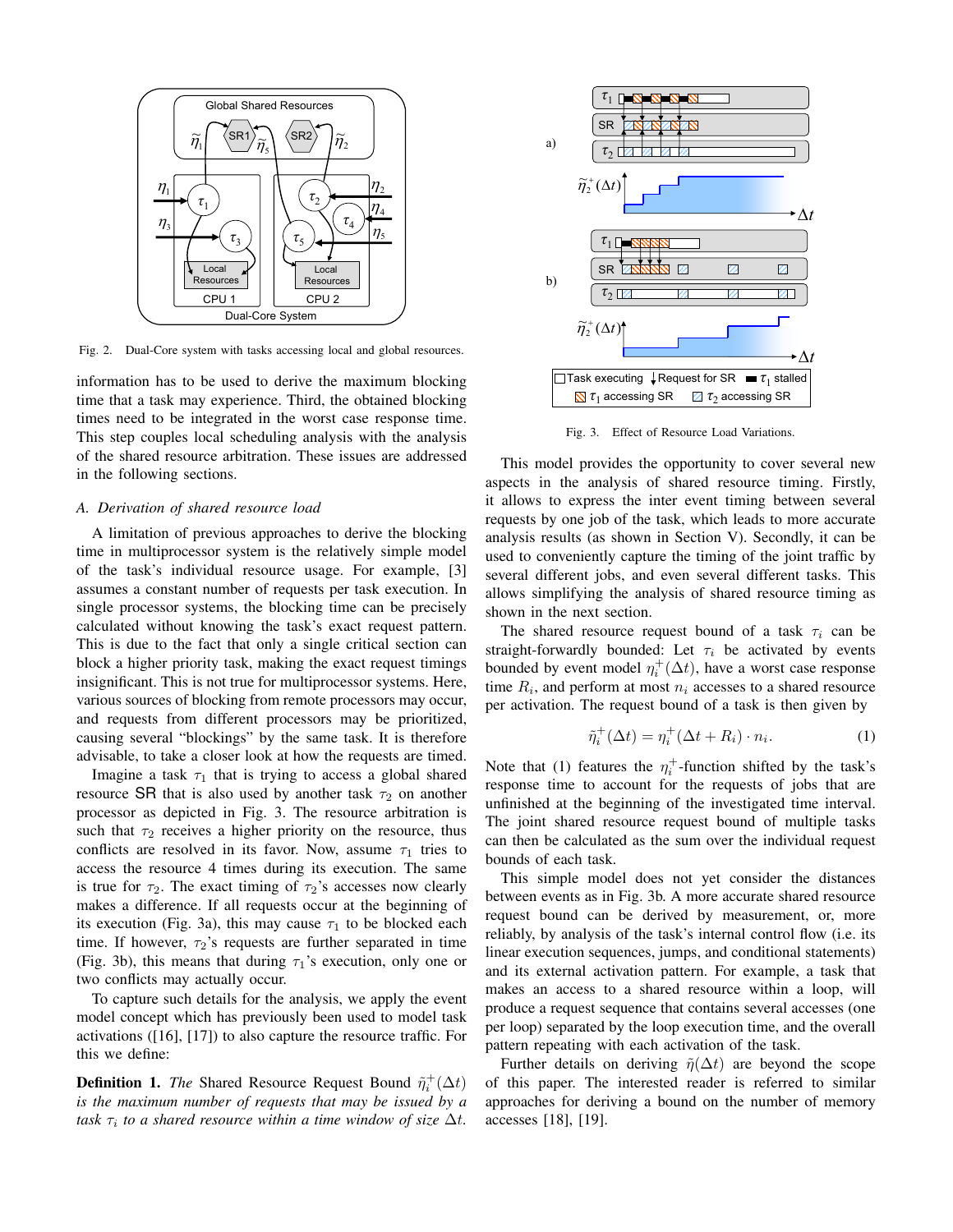Fig. 2. Dual-Core system with tasks accessing local and global resources.

information has to be used to derive the maximum blocking time that a task may experience. Third, the obtained blocking times need to be integrated in the worst case response time. This step couples local scheduling analysis with the analysis of the shared resource arbitration. These issues are addressed in the following sections.

### *A. Derivation of shared resource load*

A limitation of previous approaches to derive the blocking time in multiprocessor system is the relatively simple model of the task's individual resource usage. For example, [3] assumes a constant number of requests per task execution. In single processor systems, the blocking time can be precisely calculated without knowing the task's exact request pattern. This is due to the fact that only a single critical section can block a higher priority task, making the exact request timings insignificant. This is not true for multiprocessor systems. Here, various sources of blocking from remote processors may occur, and requests from different processors may be prioritized, causing several "blockings" by the same task. It is therefore advisable, to take a closer look at how the requests are timed.

Imagine a task $\tau_1$ that is trying to access a global shared resource SR that is also used by another task $\tau_2$ on another processor as depicted in Fig. 3. The resource arbitration is such that $\tau_2$ receives a higher priority on the resource, thus conflicts are resolved in its favor. Now, assume $\tau_1$ tries to access the resource 4 times during its execution. The same is true for $\tau_2$. The exact timing of $\tau_2$'s accesses now clearly makes a difference. If all requests occur at the beginning of its execution (Fig. 3a), this may cause $\tau_1$ to be blocked each time. If however, $\tau_2$'s requests are further separated in time (Fig. 3b), this means that during $\tau_1$'s execution, only one or two conflicts may actually occur.

To capture such details for the analysis, we apply the event model concept which has previously been used to model task activations ([16], [17]) to also capture the resource traffic. For this we define:

**Definition 1.** *The* Shared Resource Request Bound $\tilde{\eta}_i^+(\Delta t)$ *is the maximum number of requests that may be issued by a task* $\tau_i$ *to a shared resource within a time window of size* $\Delta t$.

Fig. 3. Effect of Resource Load Variations.

This model provides the opportunity to cover several new aspects in the analysis of shared resource timing. Firstly, it allows to express the inter event timing between several requests by one job of the task, which leads to more accurate analysis results (as shown in Section V). Secondly, it can be used to conveniently capture the timing of the joint traffic by several different jobs, and even several different tasks. This allows simplifying the analysis of shared resource timing as shown in the next section.

The shared resource request bound of a task $\tau_i$ can be straight-forwardly bounded: Let $\tau_i$ be activated by events bounded by event model $\eta_i^+(\Delta t)$, have a worst case response time $R_i$, and perform at most $n_i$ accesses to a shared resource per activation. The request bound of a task is then given by

$$\tilde{\eta}_i^+(\Delta t) = \eta_i^+(\Delta t + R_i) \cdot n_i. \tag{1}$$

Note that (1) features the $\eta_i^+$-function shifted by the task's response time to account for the requests of jobs that are unfinished at the beginning of the investigated time interval. The joint shared resource request bound of multiple tasks can then be calculated as the sum over the individual request bounds of each task.

This simple model does not yet consider the distances between events as in Fig. 3b. A more accurate shared resource request bound can be derived by measurement, or, more reliably, by analysis of the task's internal control flow (i.e. its linear execution sequences, jumps, and conditional statements) and its external activation pattern. For example, a task that makes an access to a shared resource within a loop, will produce a request sequence that contains several accesses (one per loop) separated by the loop execution time, and the overall pattern repeating with each activation of the task.

Further details on deriving $\tilde{\eta}(\Delta t)$ are beyond the scope of this paper. The interested reader is referred to similar approaches for deriving a bound on the number of memory accesses [18], [19].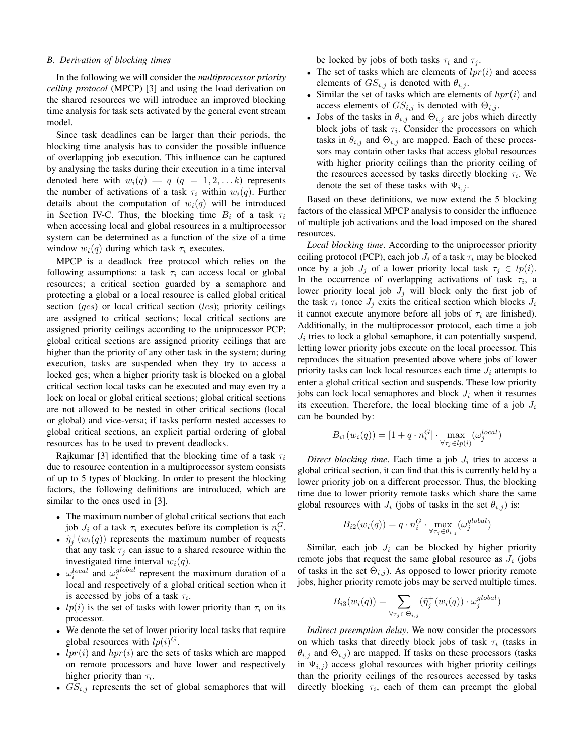### B. Derivation of blocking times

In the following we will consider the *multiprocessor priority ceiling protocol* (MPCP) [3] and using the load derivation on the shared resources we will introduce an improved blocking time analysis for task sets activated by the general event stream model.

Since task deadlines can be larger than their periods, the blocking time analysis has to consider the possible influence of overlapping job execution. This influence can be captured by analysing the tasks during their execution in a time interval denoted here with $w_i(q)$ — $q$ ($q = 1, 2, \ldots k$) represents the number of activations of a task $\tau_i$ within $w_i(q)$. Further details about the computation of $w_i(q)$ will be introduced in Section IV-C. Thus, the blocking time $B_i$ of a task $\tau_i$ when accessing local and global resources in a multiprocessor system can be determined as a function of the size of a time window $w_i(q)$ during which task $\tau_i$ executes.

MPCP is a deadlock free protocol which relies on the following assumptions: a task $\tau_i$ can access local or global resources; a critical section guarded by a semaphore and protecting a global or a local resource is called global critical section ($gcs$) or local critical section ($lcs$); priority ceilings are assigned to critical sections; local critical sections are assigned priority ceilings according to the uniprocessor PCP; global critical sections are assigned priority ceilings that are higher than the priority of any other task in the system; during execution, tasks are suspended when they try to access a locked gcs; when a higher priority task is blocked on a global critical section local tasks can be executed and may even try a lock on local or global critical sections; global critical sections are not allowed to be nested in other critical sections (local or global) and vice-versa; if tasks perform nested accesses to global critical sections, an explicit partial ordering of global resources has to be used to prevent deadlocks.

Rajkumar [3] identified that the blocking time of a task $\tau_i$ due to resource contention in a multiprocessor system consists of up to 5 types of blocking. In order to present the blocking factors, the following definitions are introduced, which are similar to the ones used in [3].

- The maximum number of global critical sections that each job $J_i$ of a task $\tau_i$ executes before its completion is $n_i^G$.
- $\tilde{\eta}_j^+(w_i(q))$ represents the maximum number of requests that any task $\tau_j$ can issue to a shared resource within the investigated time interval $w_i(q)$.
- $\omega_i^{local}$ and $\omega_i^{global}$ represent the maximum duration of a local and respectively of a global critical section when it is accessed by jobs of a task $\tau_i$.
- $lp(i)$ is the set of tasks with lower priority than $\tau_i$ on its processor.
- We denote the set of lower priority local tasks that require global resources with $lp(i)^G$.
- $lpr(i)$ and $hpr(i)$ are the sets of tasks which are mapped on remote processors and have lower and respectively higher priority than $\tau_i$.
- $GS_{i,j}$ represents the set of global semaphores that will be locked by jobs of both tasks $\tau_i$ and $\tau_j$.
- The set of tasks which are elements of $lpr(i)$ and access elements of $GS_{i,j}$ is denoted with $\theta_{i,j}$.
- Similar the set of tasks which are elements of $hpr(i)$ and access elements of $GS_{i,j}$ is denoted with $\Theta_{i,j}$.
- Jobs of the tasks in $\theta_{i,j}$ and $\Theta_{i,j}$ are jobs which directly block jobs of task $\tau_i$. Consider the processors on which tasks in $\theta_{i,j}$ and $\Theta_{i,j}$ are mapped. Each of these processors may contain other tasks that access global resources with higher priority ceilings than the priority ceiling of the resources accessed by tasks directly blocking $\tau_i$. We denote the set of these tasks with $\Psi_{i,j}$.

Based on these definitions, we now extend the 5 blocking factors of the classical MPCP analysis to consider the influence of multiple job activations and the load imposed on the shared resources.

*Local blocking time*. According to the uniprocessor priority ceiling protocol (PCP), each job $J_i$ of a task $\tau_i$ may be blocked once by a job $J_j$ of a lower priority local task $\tau_j \in lp(i)$. In the occurrence of overlapping activations of task $\tau_i$, a lower priority local job $J_j$ will block only the first job of the task $\tau_i$ (once $J_j$ exits the critical section which blocks $J_i$ it cannot execute anymore before all jobs of $\tau_i$ are finished). Additionally, in the multiprocessor protocol, each time a job $J_i$ tries to lock a global semaphore, it can potentially suspend, letting lower priority jobs execute on the local processor. This reproduces the situation presented above where jobs of lower priority tasks can lock local resources each time $J_i$ attempts to enter a global critical section and suspends. These low priority jobs can lock local semaphores and block $J_i$ when it resumes its execution. Therefore, the local blocking time of a job $J_i$ can be bounded by:

$$B_{i1}(w_i(q)) = [1 + q \cdot n_i^G] \cdot \max_{\forall \tau_j \in lp(i)} (\omega_j^{local})$$

*Direct blocking time*. Each time a job $J_i$ tries to access a global critical section, it can find that this is currently held by a lower priority job on a different processor. Thus, the blocking time due to lower priority remote tasks which share the same global resources with $J_i$ (jobs of tasks in the set $\theta_{i,j}$) is:

$$B_{i2}(w_i(q)) = q \cdot n_i^G \cdot \max_{\forall \tau_j \in \theta_{i,j}} (\omega_j^{global})$$

Similar, each job $J_i$ can be blocked by higher priority remote jobs that request the same global resource as $J_i$ (jobs of tasks in the set $\Theta_{i,j}$). As opposed to lower priority remote jobs, higher priority remote jobs may be served multiple times.

$$B_{i3}(w_i(q)) = \sum_{\forall \tau_j \in \Theta_{i,j}} (\tilde{\eta}_j^+(w_i(q)) \cdot \omega_j^{global})$$

*Indirect preemption delay*. We now consider the processors on which tasks that directly block jobs of task $\tau_i$ (tasks in $\theta_{i,j}$ and $\Theta_{i,j}$) are mapped. If tasks on these processors (tasks in $\Psi_{i,j}$) access global resources with higher priority ceilings than the priority ceilings of the resources accessed by tasks directly blocking $\tau_i$, each of them can preempt the global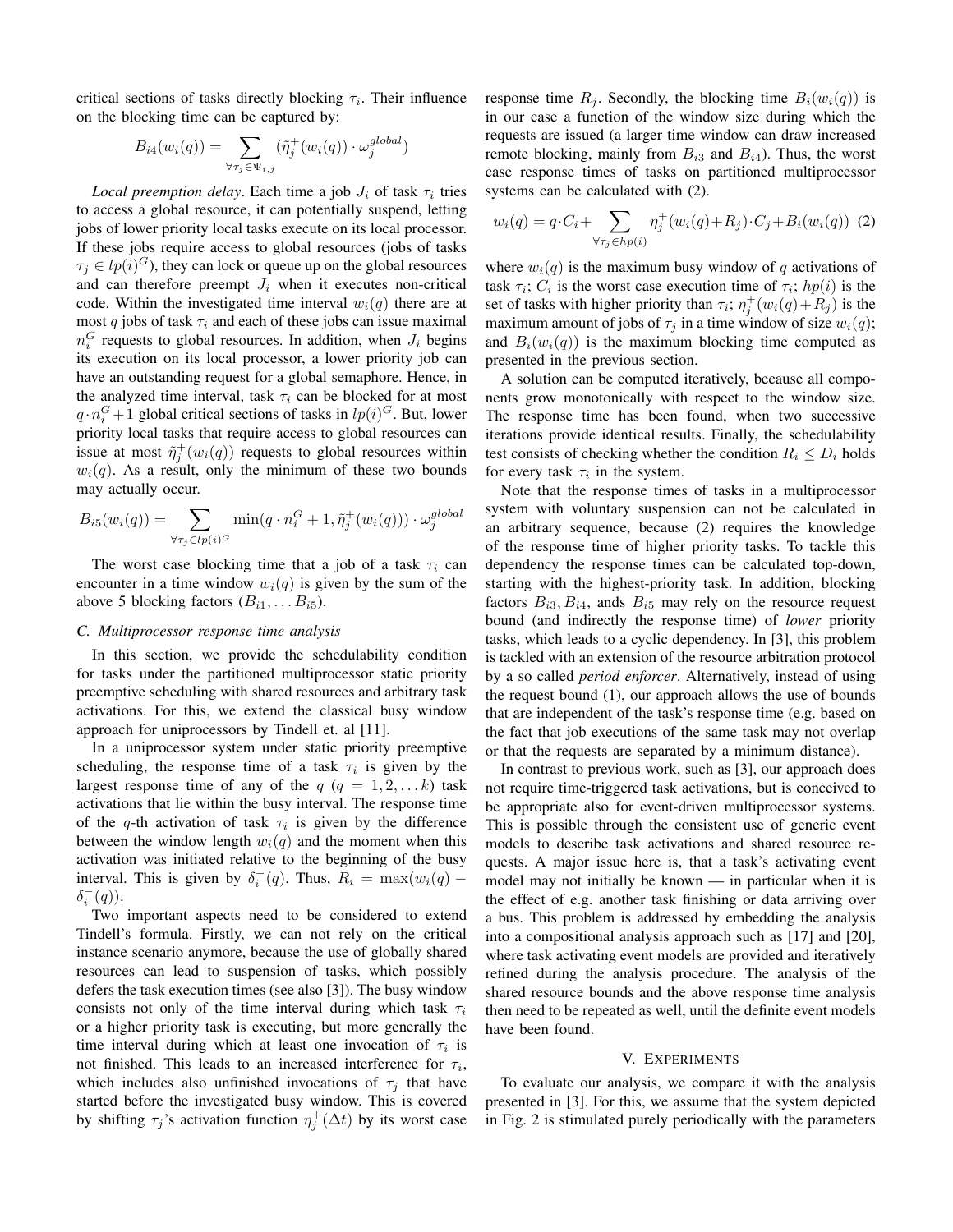critical sections of tasks directly blocking $\tau_i$. Their influence on the blocking time can be captured by:

$$B_{i4}(w_i(q)) = \sum_{\forall \tau_j \in \Psi_{i,j}} (\tilde{\eta}_j^+(w_i(q)) \cdot \omega_j^{global})$$

*Local preemption delay*. Each time a job $J_i$ of task $\tau_i$ tries to access a global resource, it can potentially suspend, letting jobs of lower priority local tasks execute on its local processor. If these jobs require access to global resources (jobs of tasks $\tau_j \in lp(i)^G$), they can lock or queue up on the global resources and can therefore preempt $J_i$ when it executes non-critical code. Within the investigated time interval $w_i(q)$ there are at most $q$ jobs of task $\tau_i$ and each of these jobs can issue maximal $n_i^G$ requests to global resources. In addition, when $J_i$ begins its execution on its local processor, a lower priority job can have an outstanding request for a global semaphore. Hence, in the analyzed time interval, task $\tau_i$ can be blocked for at most $q \cdot n_i^G + 1$ global critical sections of tasks in $lp(i)^G$. But, lower priority local tasks that require access to global resources can issue at most $\tilde{\eta}_j^+(w_i(q))$ requests to global resources within $w_i(q)$. As a result, only the minimum of these two bounds may actually occur.

$$B_{i5}(w_i(q)) = \sum_{\forall \tau_j \in lp(i)^G} \min(q \cdot n_i^G + 1, \tilde{\eta}_j^+(w_i(q))) \cdot \omega_j^{global}$$

The worst case blocking time that a job of a task $\tau_i$ can encounter in a time window $w_i(q)$ is given by the sum of the above 5 blocking factors ($B_{i1}, \ldots B_{i5}$).

### C. Multiprocessor response time analysis

In this section, we provide the schedulability condition for tasks under the partitioned multiprocessor static priority preemptive scheduling with shared resources and arbitrary task activations. For this, we extend the classical busy window approach for uniprocessors by Tindell et. al [11].

In a uniprocessor system under static priority preemptive scheduling, the response time of a task $\tau_i$ is given by the largest response time of any of the $q$ ($q = 1, 2, \ldots k$) task activations that lie within the busy interval. The response time of the $q$-th activation of task $\tau_i$ is given by the difference between the window length $w_i(q)$ and the moment when this activation was initiated relative to the beginning of the busy interval. This is given by $\delta_i^-(q)$. Thus, $R_i = \max(w_i(q) - \delta_i^-(q))$.

Two important aspects need to be considered to extend Tindell's formula. Firstly, we can not rely on the critical instance scenario anymore, because the use of globally shared resources can lead to suspension of tasks, which possibly defers the task execution times (see also [3]). The busy window consists not only of the time interval during which task $\tau_i$ or a higher priority task is executing, but more generally the time interval during which at least one invocation of $\tau_i$ is not finished. This leads to an increased interference for $\tau_i$, which includes also unfinished invocations of $\tau_j$ that have started before the investigated busy window. This is covered by shifting $\tau_j$'s activation function $\eta_j^+(\Delta t)$ by its worst case response time $R_j$. Secondly, the blocking time $B_i(w_i(q))$ is in our case a function of the window size during which the requests are issued (a larger time window can draw increased remote blocking, mainly from $B_{i3}$ and $B_{i4}$). Thus, the worst case response times of tasks on partitioned multiprocessor systems can be calculated with (2).

$$w_i(q) = q \cdot C_i + \sum_{\forall \tau_j \in hp(i)} \eta_j^+(w_i(q) + R_j) \cdot C_j + B_i(w_i(q)) \quad (2)$$

where $w_i(q)$ is the maximum busy window of $q$ activations of task $\tau_i$; $C_i$ is the worst case execution time of $\tau_i$; $hp(i)$ is the set of tasks with higher priority than $\tau_i$; $\eta_j^+(w_i(q)+R_j)$ is the maximum amount of jobs of $\tau_j$ in a time window of size $w_i(q)$; and $B_i(w_i(q))$ is the maximum blocking time computed as presented in the previous section.

A solution can be computed iteratively, because all components grow monotonically with respect to the window size. The response time has been found, when two successive iterations provide identical results. Finally, the schedulability test consists of checking whether the condition $R_i \leq D_i$ holds for every task $\tau_i$ in the system.

Note that the response times of tasks in a multiprocessor system with voluntary suspension can not be calculated in an arbitrary sequence, because (2) requires the knowledge of the response time of higher priority tasks. To tackle this dependency the response times can be calculated top-down, starting with the highest-priority task. In addition, blocking factors $B_{i3}, B_{i4}$, ands $B_{i5}$ may rely on the resource request bound (and indirectly the response time) of *lower* priority tasks, which leads to a cyclic dependency. In [3], this problem is tackled with an extension of the resource arbitration protocol by a so called *period enforcer*. Alternatively, instead of using the request bound (1), our approach allows the use of bounds that are independent of the task's response time (e.g. based on the fact that job executions of the same task may not overlap or that the requests are separated by a minimum distance).

In contrast to previous work, such as [3], our approach does not require time-triggered task activations, but is conceived to be appropriate also for event-driven multiprocessor systems. This is possible through the consistent use of generic event models to describe task activations and shared resource requests. A major issue here is, that a task's activating event model may not initially be known — in particular when it is the effect of e.g. another task finishing or data arriving over a bus. This problem is addressed by embedding the analysis into a compositional analysis approach such as [17] and [20], where task activating event models are provided and iteratively refined during the analysis procedure. The analysis of the shared resource bounds and the above response time analysis then need to be repeated as well, until the definite event models have been found.

## V. Experiments

To evaluate our analysis, we compare it with the analysis presented in [3]. For this, we assume that the system depicted in Fig. 2 is stimulated purely periodically with the parameters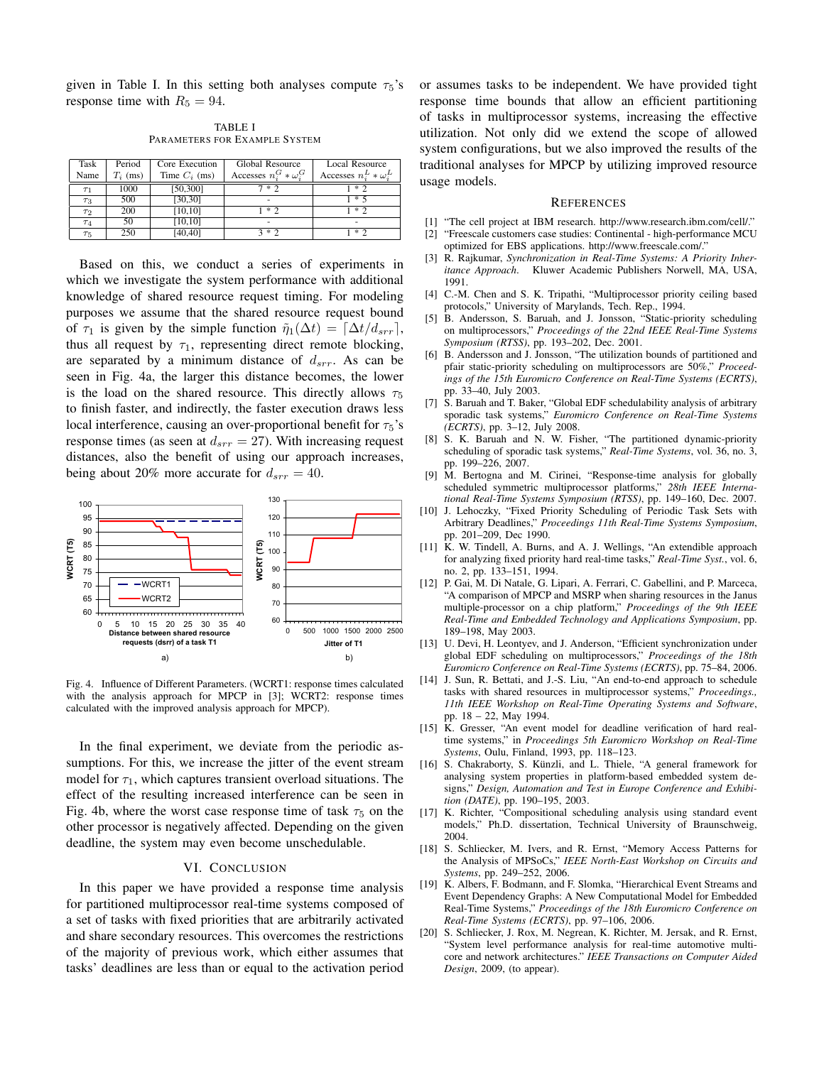given in Table I. In this setting both analyses compute $\tau_5$'s response time with $R_5 = 94$.

TABLE I
PARAMETERS FOR EXAMPLE SYSTEM

| Task Name | Period $T_i$ (ms) | Core Execution Time $C_i$ (ms) | Global Resource Accesses $n_i^G * \omega_i^G$ | Local Resource Accesses $n_i^L * \omega_i^L$ |
|---|---|---|---|---|
| $\tau_1$ | 1000 | [50,300] | 7 * 2 | 1 * 2 |
| $\tau_3$ | 500 | [30,30] | - | 1 * 5 |
| $\tau_2$ | 200 | [10,10] | 1 * 2 | 1 * 2 |
| $\tau_4$ | 50 | [10,10] | - | - |
| $\tau_5$ | 250 | [40,40] | 3 * 2 | 1 * 2 |

Based on this, we conduct a series of experiments in which we investigate the system performance with additional knowledge of shared resource request timing. For modeling purposes we assume that the shared resource request bound of $\tau_1$ is given by the simple function $\tilde{\eta}_1(\Delta t) = \lceil \Delta t / d_{srr} \rceil$, thus all request by $\tau_1$, representing direct remote blocking, are separated by a minimum distance of $d_{srr}$. As can be seen in Fig. 4a, the larger this distance becomes, the lower is the load on the shared resource. This directly allows $\tau_5$ to finish faster, and indirectly, the faster execution draws less local interference, causing an over-proportional benefit for $\tau_5$'s response times (as seen at $d_{srr} = 27$). With increasing request distances, also the benefit of using our approach increases, being about 20% more accurate for $d_{srr} = 40$.

WCRT (T5)
100
95
90
85
80
75
70
65
60
0 5 10 15 20 25 30 35 40
WCRT1
WCRT2
Distance between shared resource requests (dsrr) of a task T1
a)

WCRT (T5)
130
120
110
100
90
80
70
60
0 500 1000 1500 2000 2500
Jitter of T1
b)

Fig. 4. Influence of Different Parameters. (WCRT1: response times calculated with the analysis approach for MPCP in [3]; WCRT2: response times calculated with the improved analysis approach for MPCP).

In the final experiment, we deviate from the periodic assumptions. For this, we increase the jitter of the event stream model for $\tau_1$, which captures transient overload situations. The effect of the resulting increased interference can be seen in Fig. 4b, where the worst case response time of task $\tau_5$ on the other processor is negatively affected. Depending on the given deadline, the system may even become unschedulable.

## VI. Conclusion

In this paper we have provided a response time analysis for partitioned multiprocessor real-time systems composed of a set of tasks with fixed priorities that are arbitrarily activated and share secondary resources. This overcomes the restrictions of the majority of previous work, which either assumes that tasks' deadlines are less than or equal to the activation period or assumes tasks to be independent. We have provided tight response time bounds that allow an efficient partitioning of tasks in multiprocessor systems, increasing the effective utilization. Not only did we extend the scope of allowed system configurations, but we also improved the results of the traditional analyses for MPCP by utilizing improved resource usage models.

## References

[1] "The cell project at IBM research. http://www.research.ibm.com/cell/."

[2] "Freescale customers case studies: Continental - high-performance MCU optimized for EBS applications. http://www.freescale.com/."

[3] R. Rajkumar, *Synchronization in Real-Time Systems: A Priority Inheritance Approach.* Kluwer Academic Publishers Norwell, MA, USA, 1991.

[4] C.-M. Chen and S. K. Tripathi, "Multiprocessor priority ceiling based protocols," University of Marylands, Tech. Rep., 1994.

[5] B. Andersson, S. Baruah, and J. Jonsson, "Static-priority scheduling on multiprocessors," *Proceedings of the 22nd IEEE Real-Time Systems Symposium (RTSS)*, pp. 193–202, Dec. 2001.

[6] B. Andersson and J. Jonsson, "The utilization bounds of partitioned and pfair static-priority scheduling on multiprocessors are 50%," *Proceedings of the 15th Euromicro Conference on Real-Time Systems (ECRTS)*, pp. 33–40, July 2003.

[7] S. Baruah and T. Baker, "Global EDF schedulability analysis of arbitrary sporadic task systems," *Euromicro Conference on Real-Time Systems (ECRTS)*, pp. 3–12, July 2008.

[8] S. K. Baruah and N. W. Fisher, "The partitioned dynamic-priority scheduling of sporadic task systems," *Real-Time Systems*, vol. 36, no. 3, pp. 199–226, 2007.

[9] M. Bertogna and M. Cirinei, "Response-time analysis for globally scheduled symmetric multiprocessor platforms," *28th IEEE International Real-Time Systems Symposium (RTSS)*, pp. 149–160, Dec. 2007.

[10] J. Lehoczky, "Fixed Priority Scheduling of Periodic Task Sets with Arbitrary Deadlines," *Proceedings 11th Real-Time Systems Symposium*, pp. 201–209, Dec 1990.

[11] K. W. Tindell, A. Burns, and A. J. Wellings, "An extendible approach for analyzing fixed priority hard real-time tasks," *Real-Time Syst.*, vol. 6, no. 2, pp. 133–151, 1994.

[12] P. Gai, M. Di Natale, G. Lipari, A. Ferrari, C. Gabellini, and P. Marceca, "A comparison of MPCP and MSRP when sharing resources in the Janus multiple-processor on a chip platform," *Proceedings of the 9th IEEE Real-Time and Embedded Technology and Applications Symposium*, pp. 189–198, May 2003.

[13] U. Devi, H. Leontyev, and J. Anderson, "Efficient synchronization under global EDF scheduling on multiprocessors," *Proceedings of the 18th Euromicro Conference on Real-Time Systems (ECRTS)*, pp. 75–84, 2006.

[14] J. Sun, R. Bettati, and J.-S. Liu, "An end-to-end approach to schedule tasks with shared resources in multiprocessor systems," *Proceedings., 11th IEEE Workshop on Real-Time Operating Systems and Software*, pp. 18 – 22, May 1994.

[15] K. Gresser, "An event model for deadline verification of hard real-time systems," in *Proceedings 5th Euromicro Workshop on Real-Time Systems*, Oulu, Finland, 1993, pp. 118–123.

[16] S. Chakraborty, S. Künzli, and L. Thiele, "A general framework for analysing system properties in platform-based embedded system designs," *Design, Automation and Test in Europe Conference and Exhibition (DATE)*, pp. 190–195, 2003.

[17] K. Richter, "Compositional scheduling analysis using standard event models," Ph.D. dissertation, Technical University of Braunschweig, 2004.

[18] S. Schliecker, M. Ivers, and R. Ernst, "Memory Access Patterns for the Analysis of MPSoCs," *IEEE North-East Workshop on Circuits and Systems*, pp. 249–252, 2006.

[19] K. Albers, F. Bodmann, and F. Slomka, "Hierarchical Event Streams and Event Dependency Graphs: A New Computational Model for Embedded Real-Time Systems," *Proceedings of the 18th Euromicro Conference on Real-Time Systems (ECRTS)*, pp. 97–106, 2006.

[20] S. Schliecker, J. Rox, M. Negrean, K. Richter, M. Jersak, and R. Ernst, "System level performance analysis for real-time automotive multicore and network architectures." *IEEE Transactions on Computer Aided Design*, 2009, (to appear).